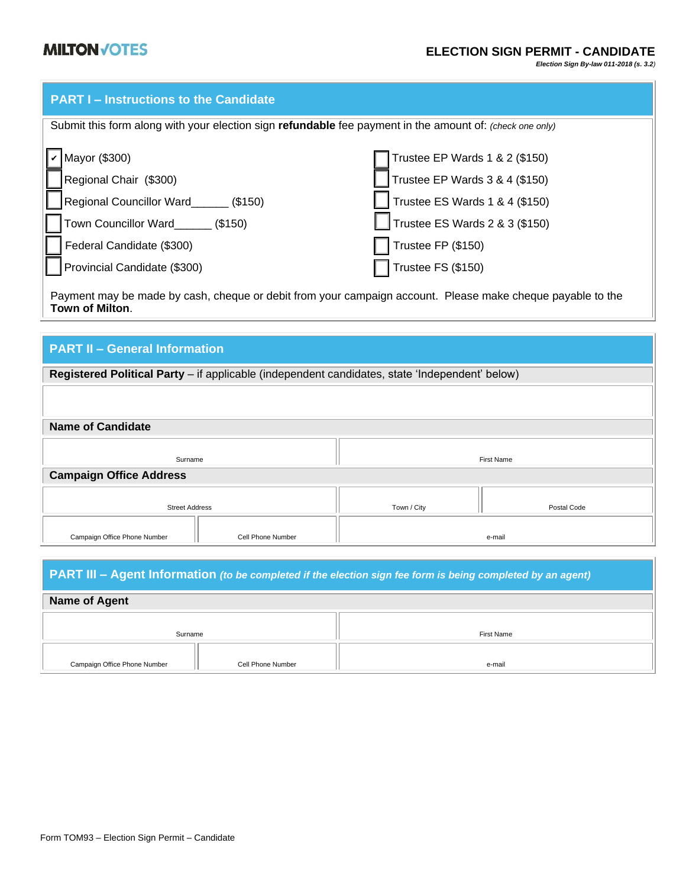MILTON VOTES

# ELECTION SIGN PERMIT - CANDIDATE

***Election Sign By-law 011-2018 (s. 3.2)***

## PART I – Instructions to the Candidate

Submit this form along with your election sign **refundable** fee payment in the amount of: *(check one only)*

- [x] Mayor ($300)
- [ ] Regional Chair ($300)
- [ ] Regional Councillor Ward______ ($150)
- [ ] Town Councillor Ward______ ($150)
- [ ] Federal Candidate ($300)
- [ ] Provincial Candidate ($300)
- [ ] Trustee EP Wards 1 & 2 ($150)
- [ ] Trustee EP Wards 3 & 4 ($150)
- [ ] Trustee ES Wards 1 & 4 ($150)
- [ ] Trustee ES Wards 2 & 3 ($150)
- [ ] Trustee FP ($150)
- [ ] Trustee FS ($150)

Payment may be made by cash, cheque or debit from your campaign account. Please make cheque payable to the **Town of Milton**.

## PART II – General Information

**Registered Political Party** – if applicable (independent candidates, state 'Independent' below)

| |
|---|
| |

**Name of Candidate**

| Surname | First Name |
|---|---|
| | |

**Campaign Office Address**

| Street Address | Town / City | Postal Code |
|---|---|---|
| | | |

| Campaign Office Phone Number | Cell Phone Number | e-mail |
|---|---|---|
| | | |

## PART III – Agent Information *(to be completed if the election sign fee form is being completed by an agent)*

**Name of Agent**

| Surname | First Name |
|---|---|
| | |

| Campaign Office Phone Number | Cell Phone Number | e-mail |
|---|---|---|
| | | |

Form TOM93 – Election Sign Permit – Candidate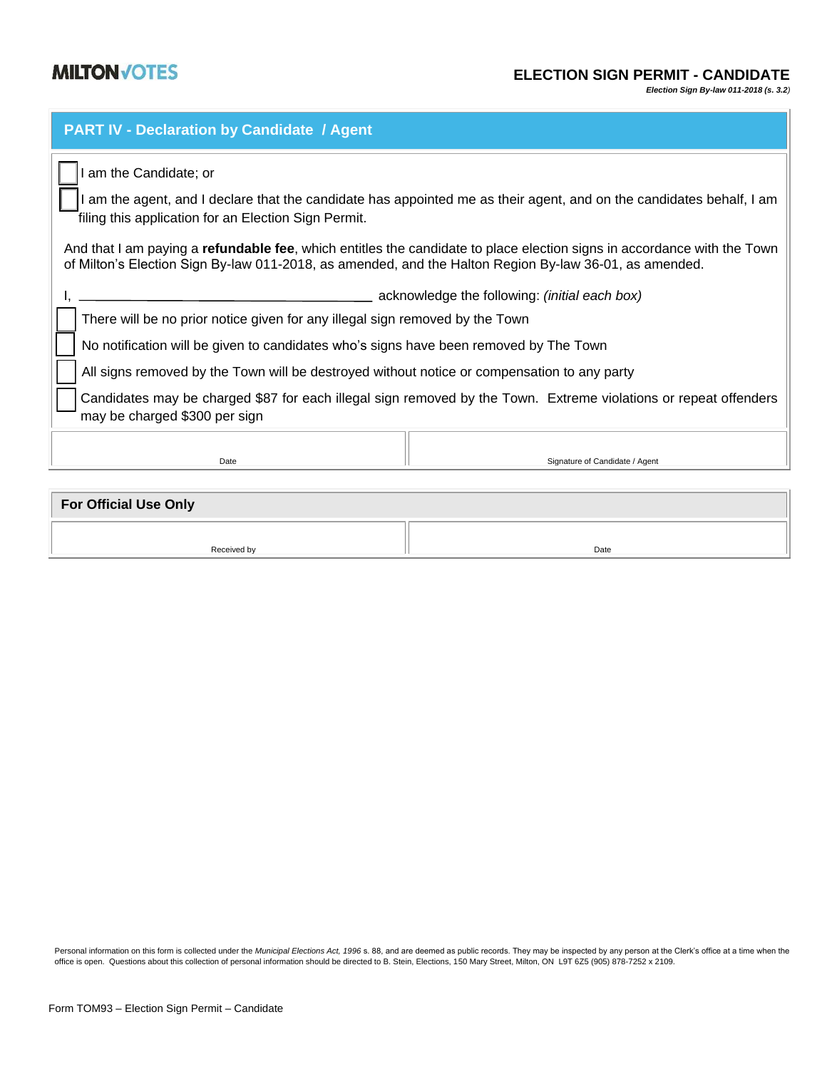MILTON VOTES

## ELECTION SIGN PERMIT - CANDIDATE

***Election Sign By-law 011-2018 (s. 3.2)***

## PART IV - Declaration by Candidate / Agent

☐ I am the Candidate; or

☐ I am the agent, and I declare that the candidate has appointed me as their agent, and on the candidates behalf, I am filing this application for an Election Sign Permit.

And that I am paying a **refundable fee**, which entitles the candidate to place election signs in accordance with the Town of Milton's Election Sign By-law 011-2018, as amended, and the Halton Region By-law 36-01, as amended.

I, ______________________________________ acknowledge the following: *(initial each box)*

☐ There will be no prior notice given for any illegal sign removed by the Town

☐ No notification will be given to candidates who's signs have been removed by The Town

☐ All signs removed by the Town will be destroyed without notice or compensation to any party

☐ Candidates may be charged $87 for each illegal sign removed by the Town. Extreme violations or repeat offenders may be charged $300 per sign

| | |
|---|---|
| | |
| Date | Signature of Candidate / Agent |

## For Official Use Only

| | |
|---|---|
| | |
| Received by | Date |

Personal information on this form is collected under the *Municipal Elections Act, 1996* s. 88, and are deemed as public records. They may be inspected by any person at the Clerk's office at a time when the office is open. Questions about this collection of personal information should be directed to B. Stein, Elections, 150 Mary Street, Milton, ON L9T 6Z5 (905) 878-7252 x 2109.

Form TOM93 – Election Sign Permit – Candidate